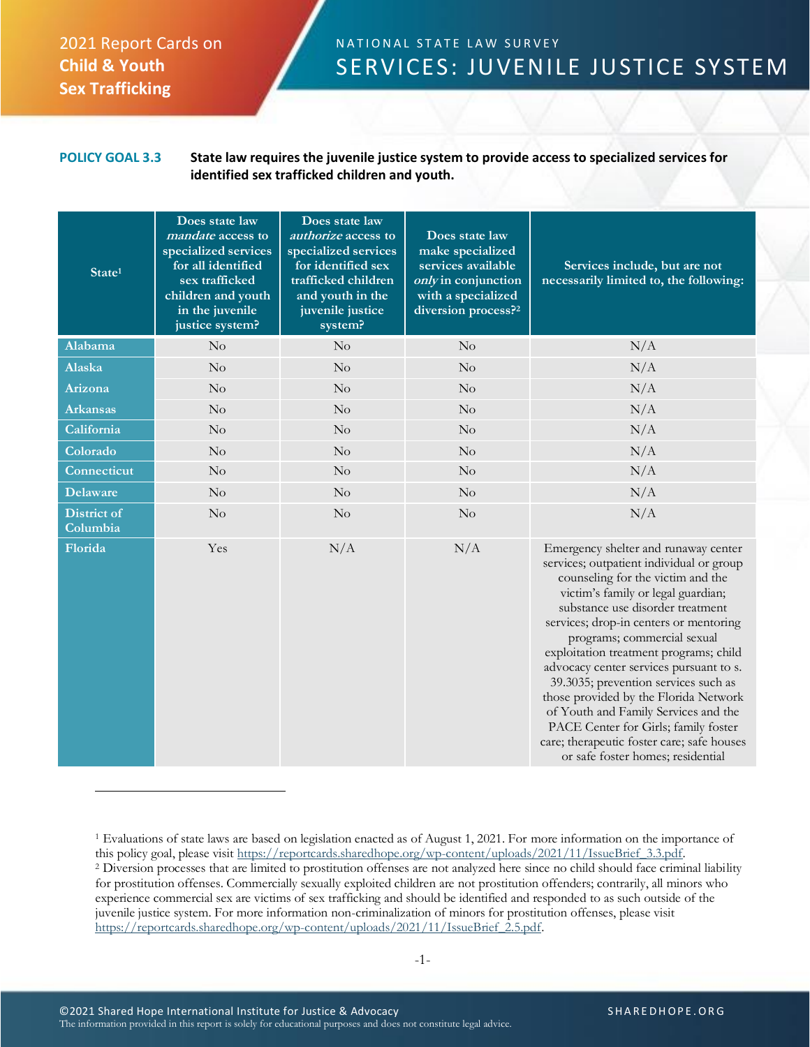2021 Report Cards on **Child & Youth Sex Trafficking**

NATIONAL STATE LAW SURVEY

# SERVICES: JUVENILE JUSTICE SYSTEM

**POLICY GOAL 3.3** **State law requires the juvenile justice system to provide access to specialized services for identified sex trafficked children and youth.**

| State[1] | Does state law *mandate* access to specialized services for all identified sex trafficked children and youth in the juvenile justice system? | Does state law *authorize* access to specialized services for identified sex trafficked children and youth in the juvenile justice system? | Does state law make specialized services available *only* in conjunction with a specialized diversion process?[2] | Services include, but are not necessarily limited to, the following: |
|---|---|---|---|---|
| Alabama | No | No | No | N/A |
| Alaska | No | No | No | N/A |
| Arizona | No | No | No | N/A |
| Arkansas | No | No | No | N/A |
| California | No | No | No | N/A |
| Colorado | No | No | No | N/A |
| Connecticut | No | No | No | N/A |
| Delaware | No | No | No | N/A |
| District of Columbia | No | No | No | N/A |
| Florida | Yes | N/A | N/A | Emergency shelter and runaway center services; outpatient individual or group counseling for the victim and the victim's family or legal guardian; substance use disorder treatment services; drop-in centers or mentoring programs; commercial sexual exploitation treatment programs; child advocacy center services pursuant to s. 39.3035; prevention services such as those provided by the Florida Network of Youth and Family Services and the PACE Center for Girls; family foster care; therapeutic foster care; safe houses or safe foster homes; residential |

[1] Evaluations of state laws are based on legislation enacted as of August 1, 2021. For more information on the importance of this policy goal, please visit https://reportcards.sharedhope.org/wp-content/uploads/2021/11/IssueBrief_3.3.pdf.

[2] Diversion processes that are limited to prostitution offenses are not analyzed here since no child should face criminal liability for prostitution offenses. Commercially sexually exploited children are not prostitution offenders; contrarily, all minors who experience commercial sex are victims of sex trafficking and should be identified and responded to as such outside of the juvenile justice system. For more information non-criminalization of minors for prostitution offenses, please visit https://reportcards.sharedhope.org/wp-content/uploads/2021/11/IssueBrief_2.5.pdf.

©2021 Shared Hope International Institute for Justice & Advocacy
The information provided in this report is solely for educational purposes and does not constitute legal advice.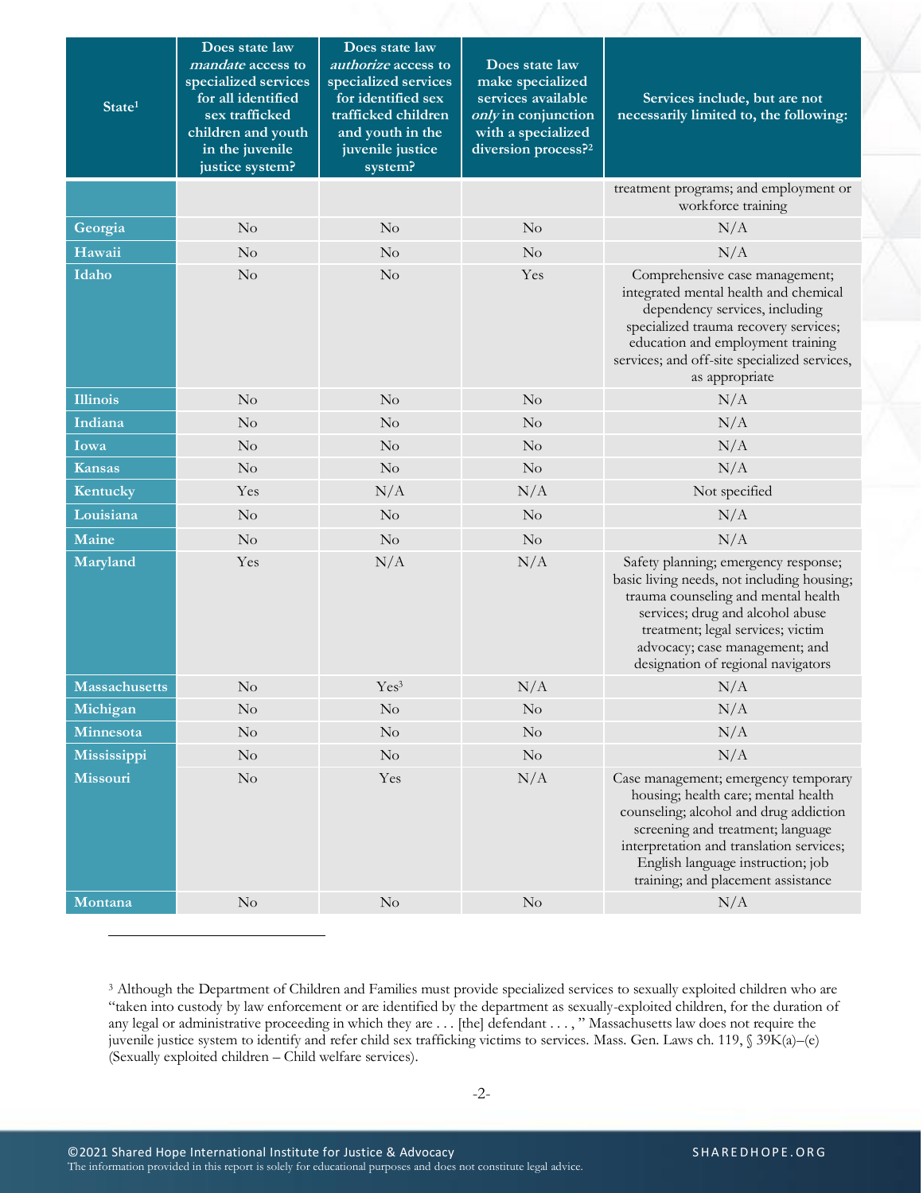| State[1] | Does state law *mandate* access to specialized services for all identified sex trafficked children and youth in the juvenile justice system? | Does state law *authorize* access to specialized services for identified sex trafficked children and youth in the juvenile justice system? | Does state law make specialized services available *only* in conjunction with a specialized diversion process?[2] | Services include, but are not necessarily limited to, the following: |
|---|---|---|---|---|
| | | | | treatment programs; and employment or workforce training |
| **Georgia** | No | No | No | N/A |
| **Hawaii** | No | No | No | N/A |
| **Idaho** | No | No | Yes | Comprehensive case management; integrated mental health and chemical dependency services, including specialized trauma recovery services; education and employment training services; and off-site specialized services, as appropriate |
| **Illinois** | No | No | No | N/A |
| **Indiana** | No | No | No | N/A |
| **Iowa** | No | No | No | N/A |
| **Kansas** | No | No | No | N/A |
| **Kentucky** | Yes | N/A | N/A | Not specified |
| **Louisiana** | No | No | No | N/A |
| **Maine** | No | No | No | N/A |
| **Maryland** | Yes | N/A | N/A | Safety planning; emergency response; basic living needs, not including housing; trauma counseling and mental health services; drug and alcohol abuse treatment; legal services; victim advocacy; case management; and designation of regional navigators |
| **Massachusetts** | No | Yes[3] | N/A | N/A |
| **Michigan** | No | No | No | N/A |
| **Minnesota** | No | No | No | N/A |
| **Mississippi** | No | No | No | N/A |
| **Missouri** | No | Yes | N/A | Case management; emergency temporary housing; health care; mental health counseling; alcohol and drug addiction screening and treatment; language interpretation and translation services; English language instruction; job training; and placement assistance |
| **Montana** | No | No | No | N/A |

[3] Although the Department of Children and Families must provide specialized services to sexually exploited children who are "taken into custody by law enforcement or are identified by the department as sexually-exploited children, for the duration of any legal or administrative proceeding in which they are . . . [the] defendant . . . , " Massachusetts law does not require the juvenile justice system to identify and refer child sex trafficking victims to services. Mass. Gen. Laws ch. 119, § 39K(a)–(e) (Sexually exploited children – Child welfare services).

©2021 Shared Hope International Institute for Justice & Advocacy
The information provided in this report is solely for educational purposes and does not constitute legal advice.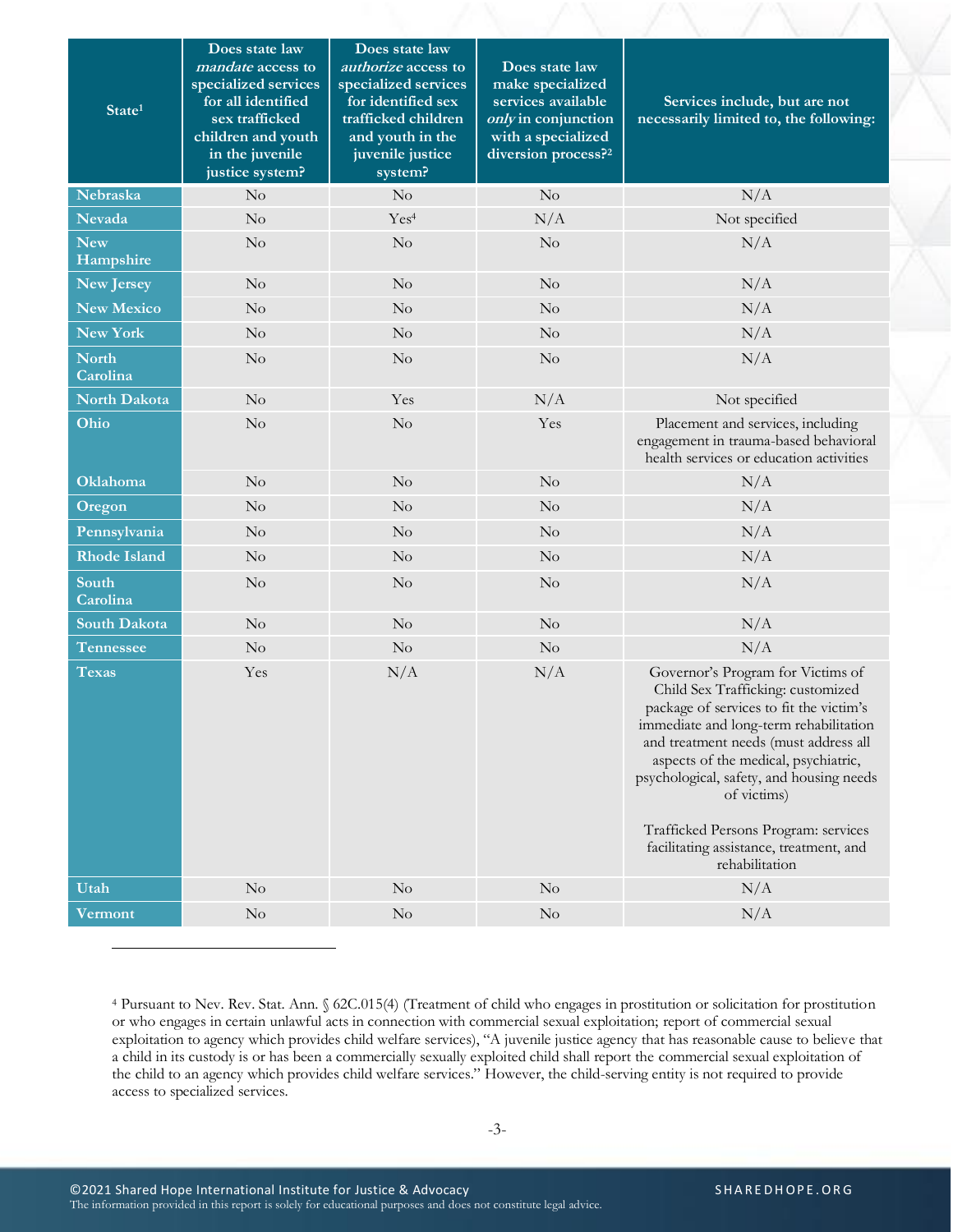| State[1] | Does state law *mandate* access to specialized services for all identified sex trafficked children and youth in the juvenile justice system? | Does state law *authorize* access to specialized services for identified sex trafficked children and youth in the juvenile justice system? | Does state law make specialized services available *only* in conjunction with a specialized diversion process?[2] | Services include, but are not necessarily limited to, the following: |
|---|---|---|---|---|
| Nebraska | No | No | No | N/A |
| Nevada | No | Yes[4] | N/A | Not specified |
| New Hampshire | No | No | No | N/A |
| New Jersey | No | No | No | N/A |
| New Mexico | No | No | No | N/A |
| New York | No | No | No | N/A |
| North Carolina | No | No | No | N/A |
| North Dakota | No | Yes | N/A | Not specified |
| Ohio | No | No | Yes | Placement and services, including engagement in trauma-based behavioral health services or education activities |
| Oklahoma | No | No | No | N/A |
| Oregon | No | No | No | N/A |
| Pennsylvania | No | No | No | N/A |
| Rhode Island | No | No | No | N/A |
| South Carolina | No | No | No | N/A |
| South Dakota | No | No | No | N/A |
| Tennessee | No | No | No | N/A |
| Texas | Yes | N/A | N/A | Governor's Program for Victims of Child Sex Trafficking: customized package of services to fit the victim's immediate and long-term rehabilitation and treatment needs (must address all aspects of the medical, psychiatric, psychological, safety, and housing needs of victims)<br><br>Trafficked Persons Program: services facilitating assistance, treatment, and rehabilitation |
| Utah | No | No | No | N/A |
| Vermont | No | No | No | N/A |

[4] Pursuant to Nev. Rev. Stat. Ann. § 62C.015(4) (Treatment of child who engages in prostitution or solicitation for prostitution or who engages in certain unlawful acts in connection with commercial sexual exploitation; report of commercial sexual exploitation to agency which provides child welfare services), "A juvenile justice agency that has reasonable cause to believe that a child in its custody is or has been a commercially sexually exploited child shall report the commercial sexual exploitation of the child to an agency which provides child welfare services." However, the child-serving entity is not required to provide access to specialized services.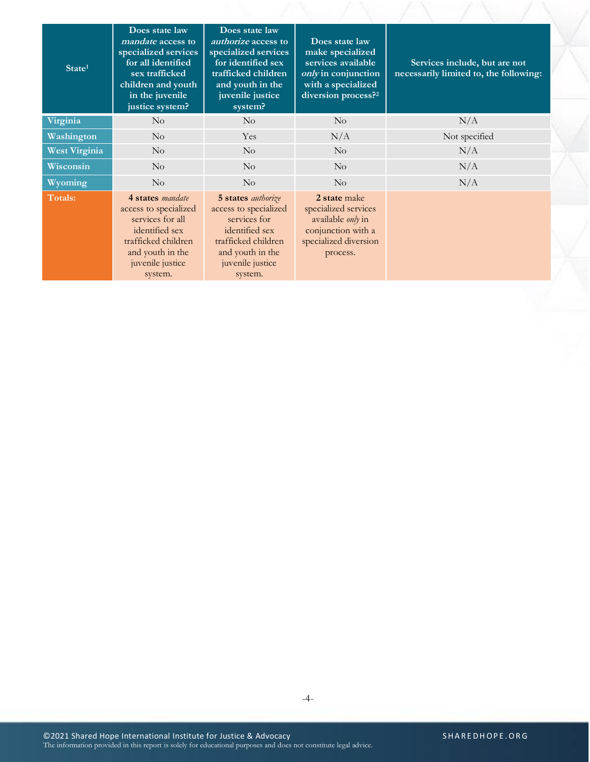| State[1] | Does state law *mandate* access to specialized services for all identified sex trafficked children and youth in the juvenile justice system? | Does state law *authorize* access to specialized services for identified sex trafficked children and youth in the juvenile justice system? | Does state law make specialized services available *only* in conjunction with a specialized diversion process?[2] | Services include, but are not necessarily limited to, the following: |
|---|---|---|---|---|
| Virginia | No | No | No | N/A |
| Washington | No | Yes | N/A | Not specified |
| West Virginia | No | No | No | N/A |
| Wisconsin | No | No | No | N/A |
| Wyoming | No | No | No | N/A |
| **Totals:** | **4 states** *mandate* access to specialized services for all identified sex trafficked children and youth in the juvenile justice system. | **5 states** *authorize* access to specialized services for identified sex trafficked children and youth in the juvenile justice system. | **2 state** make specialized services available *only* in conjunction with a specialized diversion process. | |